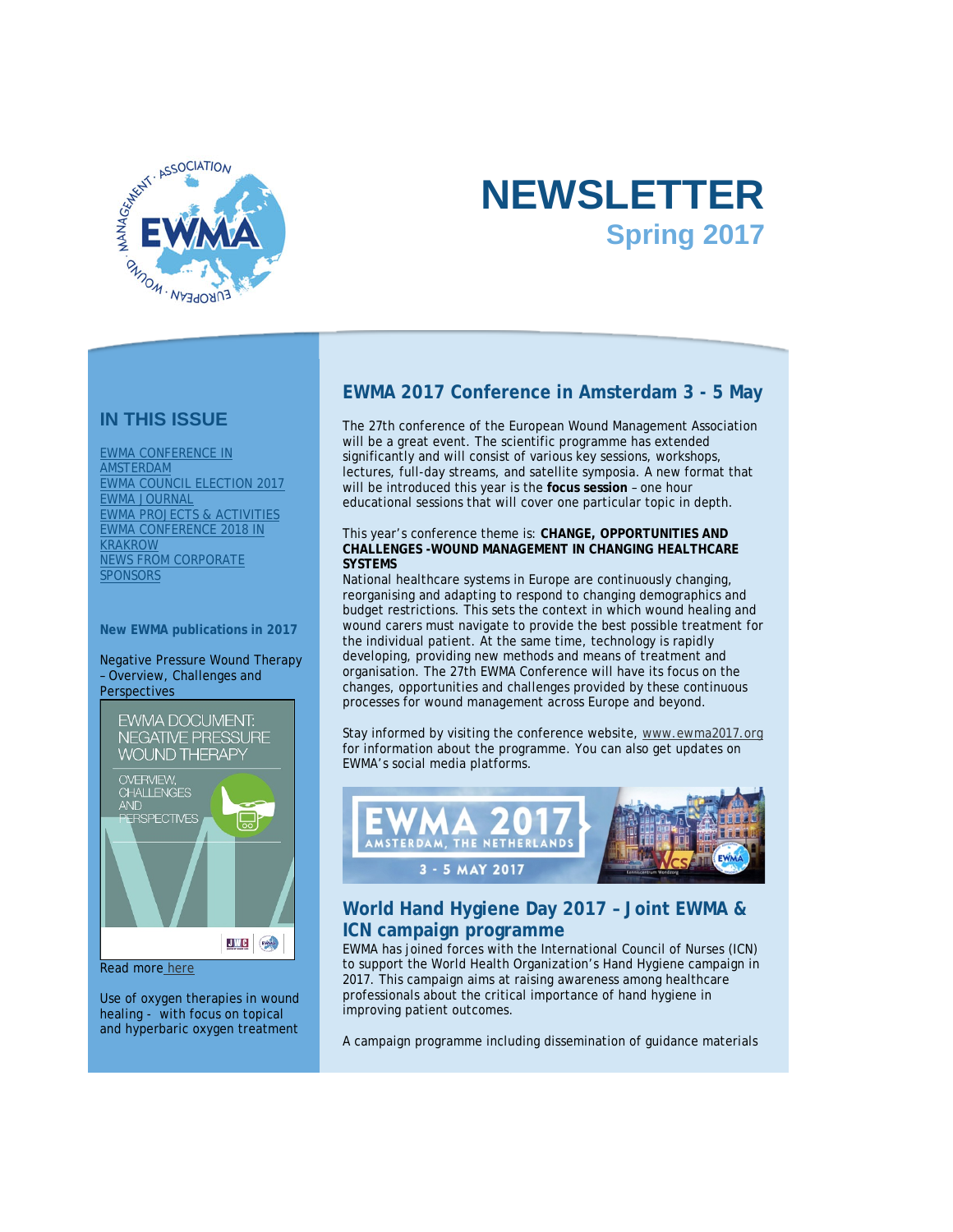# NEWSLETTER

## Spring 2017

## IN THIS ISSUE

- EWMA CONFERENCE IN AMSTERDAM
- EWMA COUNCIL ELECTION 2017
- EWMA JOURNAL
- EWMA PROJECTS & ACTIVITIES
- EWMA CONFERENCE 2018 IN KRAKROW
- NEWS FROM CORPORATE SPONSORS

**New EWMA publications in 2017**

Negative Pressure Wound Therapy – Overview, Challenges and Perspectives

Read more here

Use of oxygen therapies in wound healing - with focus on topical and hyperbaric oxygen treatment

## EWMA 2017 Conference in Amsterdam 3 - 5 May

The 27th conference of the European Wound Management Association will be a great event. The scientific programme has extended significantly and will consist of various key sessions, workshops, lectures, full-day streams, and satellite symposia. A new format that will be introduced this year is the **focus session** – one hour educational sessions that will cover one particular topic in depth.

This year's conference theme is: **CHANGE, OPPORTUNITIES AND CHALLENGES -WOUND MANAGEMENT IN CHANGING HEALTHCARE SYSTEMS**

National healthcare systems in Europe are continuously changing, reorganising and adapting to respond to changing demographics and budget restrictions. This sets the context in which wound healing and wound carers must navigate to provide the best possible treatment for the individual patient. At the same time, technology is rapidly developing, providing new methods and means of treatment and organisation. The 27th EWMA Conference will have its focus on the changes, opportunities and challenges provided by these continuous processes for wound management across Europe and beyond.

Stay informed by visiting the conference website, www.ewma2017.org for information about the programme. You can also get updates on EWMA's social media platforms.

## World Hand Hygiene Day 2017 – Joint EWMA & ICN campaign programme

EWMA has joined forces with the International Council of Nurses (ICN) to support the World Health Organization's Hand Hygiene campaign in 2017. This campaign aims at raising awareness among healthcare professionals about the critical importance of hand hygiene in improving patient outcomes.

A campaign programme including dissemination of guidance materials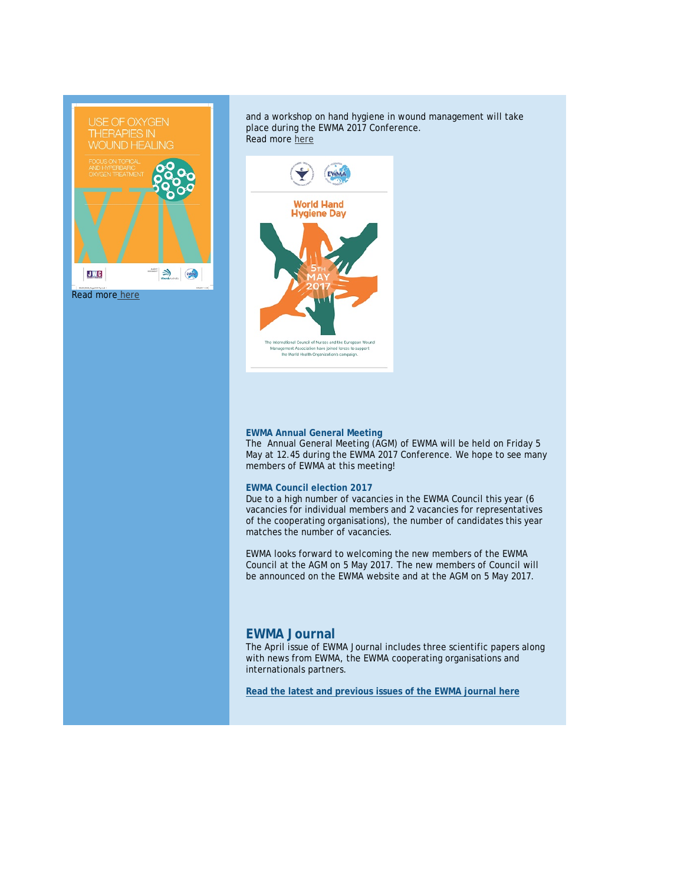Read more here

and a workshop on hand hygiene in wound management will take place during the EWMA 2017 Conference.
Read more here

**EWMA Annual General Meeting**
The Annual General Meeting (AGM) of EWMA will be held on Friday 5 May at 12.45 during the EWMA 2017 Conference. We hope to see many members of EWMA at this meeting!

**EWMA Council election 2017**
Due to a high number of vacancies in the EWMA Council this year (6 vacancies for individual members and 2 vacancies for representatives of the cooperating organisations), the number of candidates this year matches the number of vacancies.

EWMA looks forward to welcoming the new members of the EWMA Council at the AGM on 5 May 2017. The new members of Council will be announced on the EWMA website and at the AGM on 5 May 2017.

## EWMA Journal

The April issue of EWMA Journal includes three scientific papers along with news from EWMA, the EWMA cooperating organisations and internationals partners.

**Read the latest and previous issues of the EWMA journal here**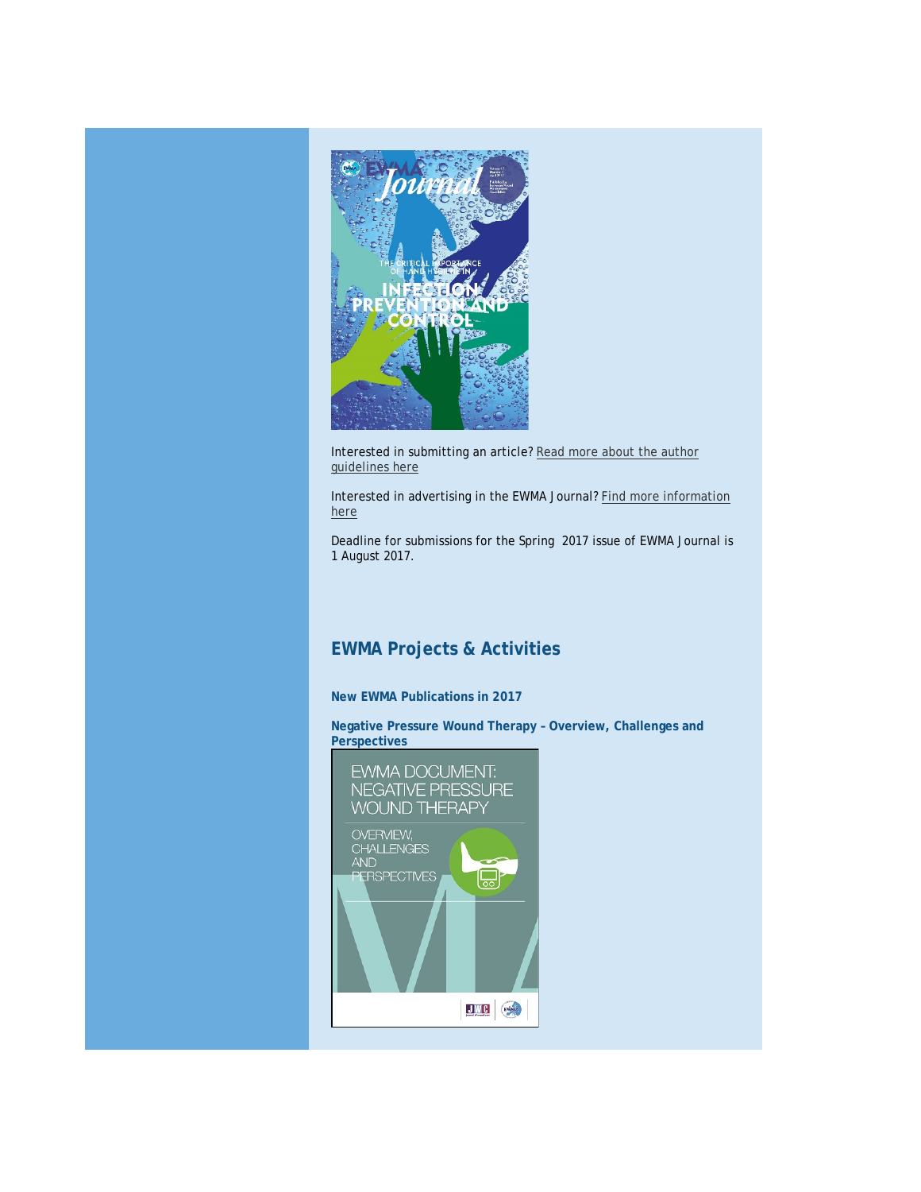Interested in submitting an article? Read more about the author guidelines here

Interested in advertising in the EWMA Journal? Find more information here

Deadline for submissions for the Spring  2017 issue of EWMA Journal is 1 August 2017.

## EWMA Projects & Activities

### New EWMA Publications in 2017

### Negative Pressure Wound Therapy – Overview, Challenges and Perspectives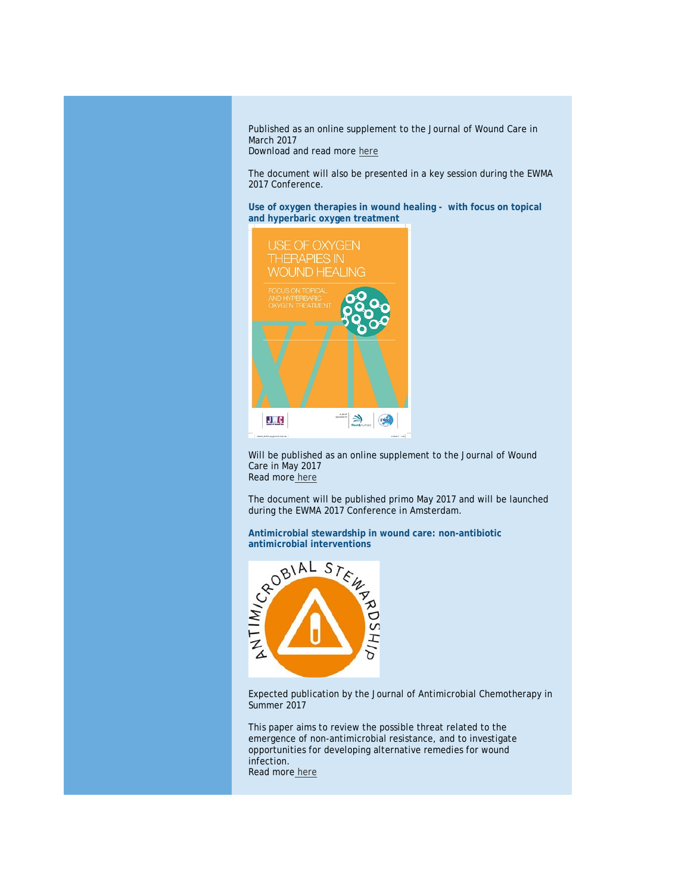Published as an online supplement to the Journal of Wound Care in March 2017
Download and read more here

The document will also be presented in a key session during the EWMA 2017 Conference.

**Use of oxygen therapies in wound healing - with focus on topical and hyperbaric oxygen treatment**

Will be published as an online supplement to the Journal of Wound Care in May 2017
Read more here

The document will be published primo May 2017 and will be launched during the EWMA 2017 Conference in Amsterdam.

**Antimicrobial stewardship in wound care: non-antibiotic antimicrobial interventions**

Expected publication by the Journal of Antimicrobial Chemotherapy in Summer 2017

This paper aims to review the possible threat related to the emergence of non-antimicrobial resistance, and to investigate opportunities for developing alternative remedies for wound infection.
Read more here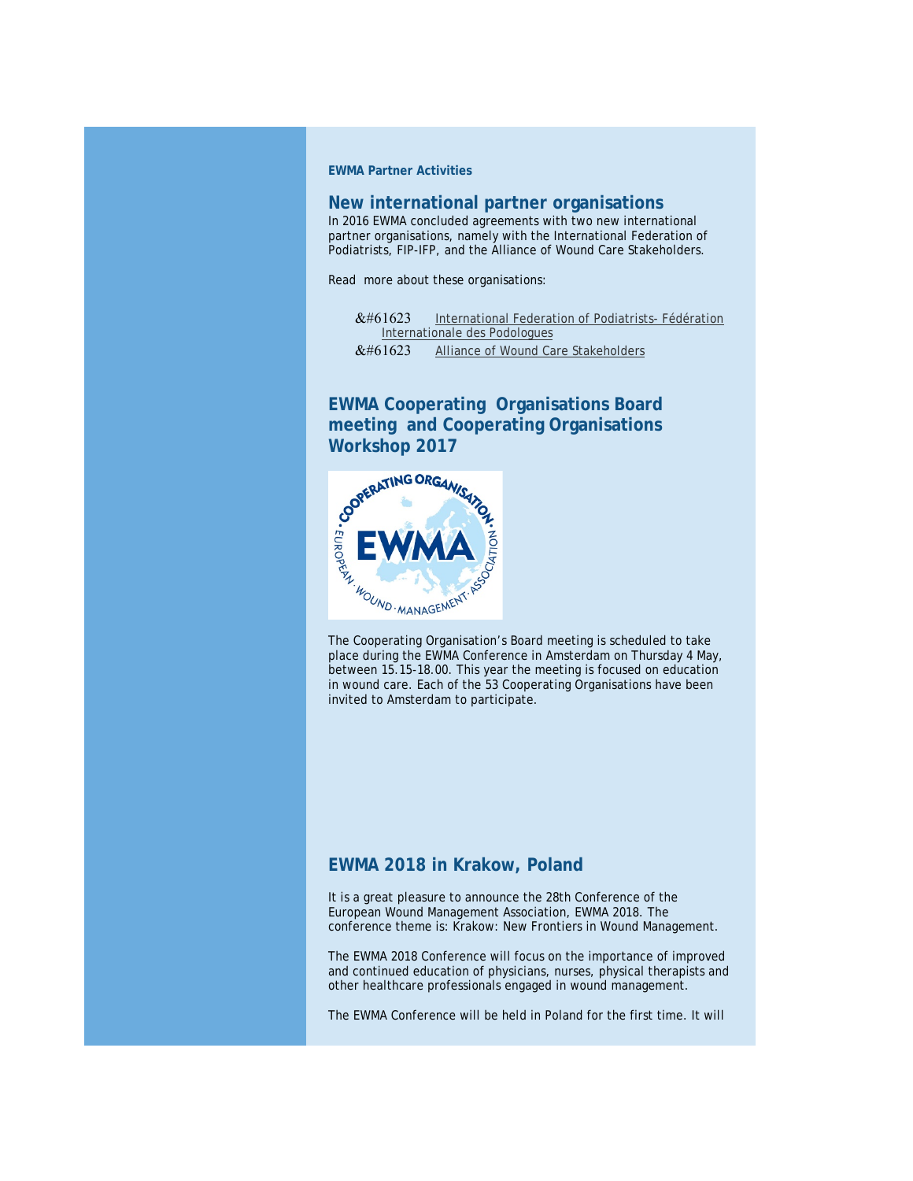**EWMA Partner Activities**

## New international partner organisations

In 2016 EWMA concluded agreements with two new international partner organisations, namely with the International Federation of Podiatrists, FIP-IFP, and the Alliance of Wound Care Stakeholders.

Read more about these organisations:

- &#61623 International Federation of Podiatrists- Fédération Internationale des Podologues
- &#61623 Alliance of Wound Care Stakeholders

## EWMA Cooperating Organisations Board meeting and Cooperating Organisations Workshop 2017

The Cooperating Organisation's Board meeting is scheduled to take place during the EWMA Conference in Amsterdam on Thursday 4 May, between 15.15-18.00. This year the meeting is focused on education in wound care. Each of the 53 Cooperating Organisations have been invited to Amsterdam to participate.

## EWMA 2018 in Krakow, Poland

It is a great pleasure to announce the 28th Conference of the European Wound Management Association, EWMA 2018. The conference theme is: Krakow: New Frontiers in Wound Management.

The EWMA 2018 Conference will focus on the importance of improved and continued education of physicians, nurses, physical therapists and other healthcare professionals engaged in wound management.

The EWMA Conference will be held in Poland for the first time. It will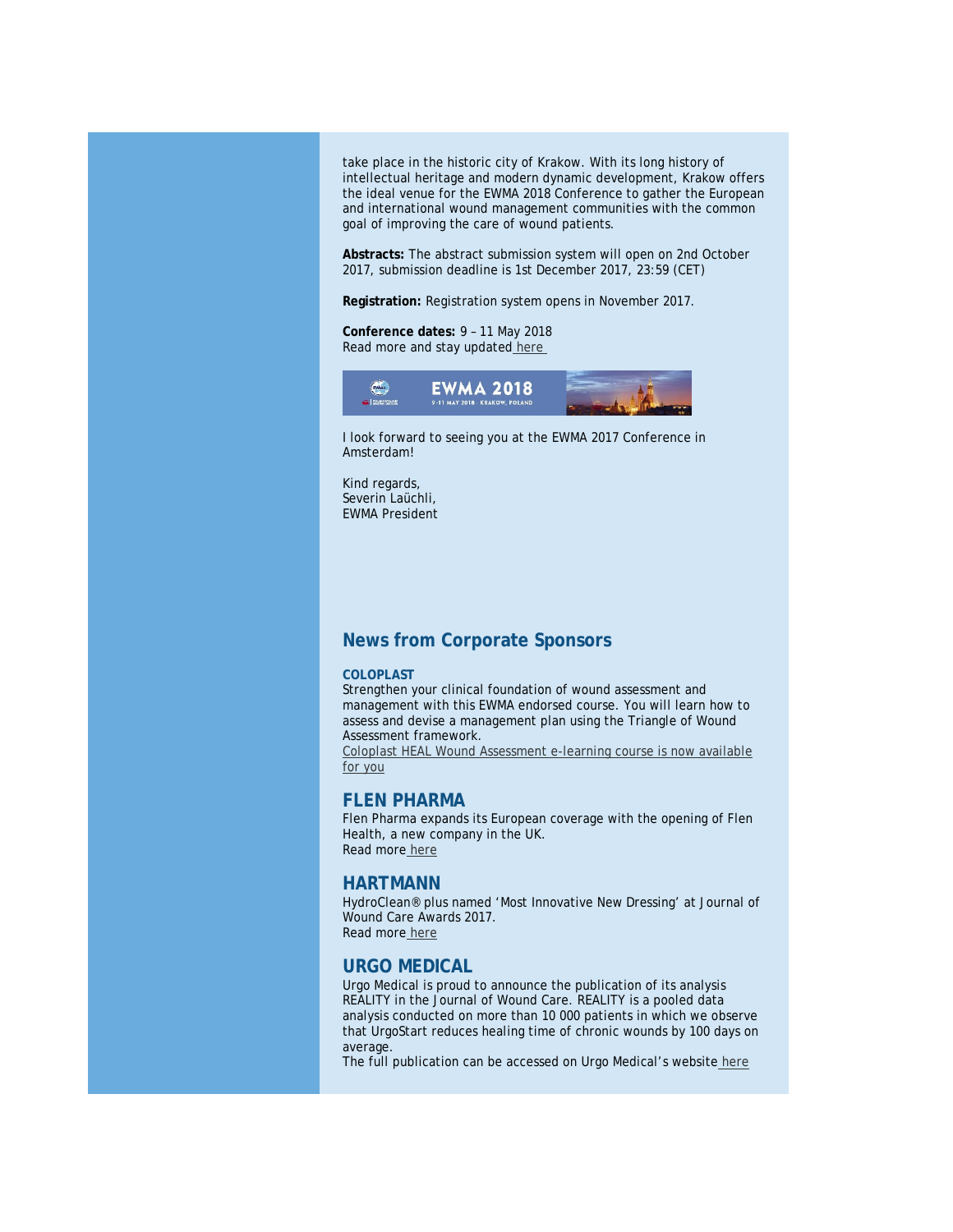take place in the historic city of Krakow. With its long history of intellectual heritage and modern dynamic development, Krakow offers the ideal venue for the EWMA 2018 Conference to gather the European and international wound management communities with the common goal of improving the care of wound patients.

**Abstracts:** The abstract submission system will open on 2nd October 2017, submission deadline is 1st December 2017, 23:59 (CET)

**Registration:** Registration system opens in November 2017.

**Conference dates:** 9 – 11 May 2018
Read more and stay updated here

I look forward to seeing you at the EWMA 2017 Conference in Amsterdam!

Kind regards,
Severin Laüchli,
EWMA President

## News from Corporate Sponsors

**COLOPLAST**
Strengthen your clinical foundation of wound assessment and management with this EWMA endorsed course. You will learn how to assess and devise a management plan using the Triangle of Wound Assessment framework.
Coloplast HEAL Wound Assessment e-learning course is now available for you

### FLEN PHARMA

Flen Pharma expands its European coverage with the opening of Flen Health, a new company in the UK.
Read more here

### HARTMANN

HydroClean® plus named 'Most Innovative New Dressing' at Journal of Wound Care Awards 2017.
Read more here

### URGO MEDICAL

Urgo Medical is proud to announce the publication of its analysis REALITY in the Journal of Wound Care. REALITY is a pooled data analysis conducted on more than 10 000 patients in which we observe that UrgoStart reduces healing time of chronic wounds by 100 days on average.
The full publication can be accessed on Urgo Medical's website here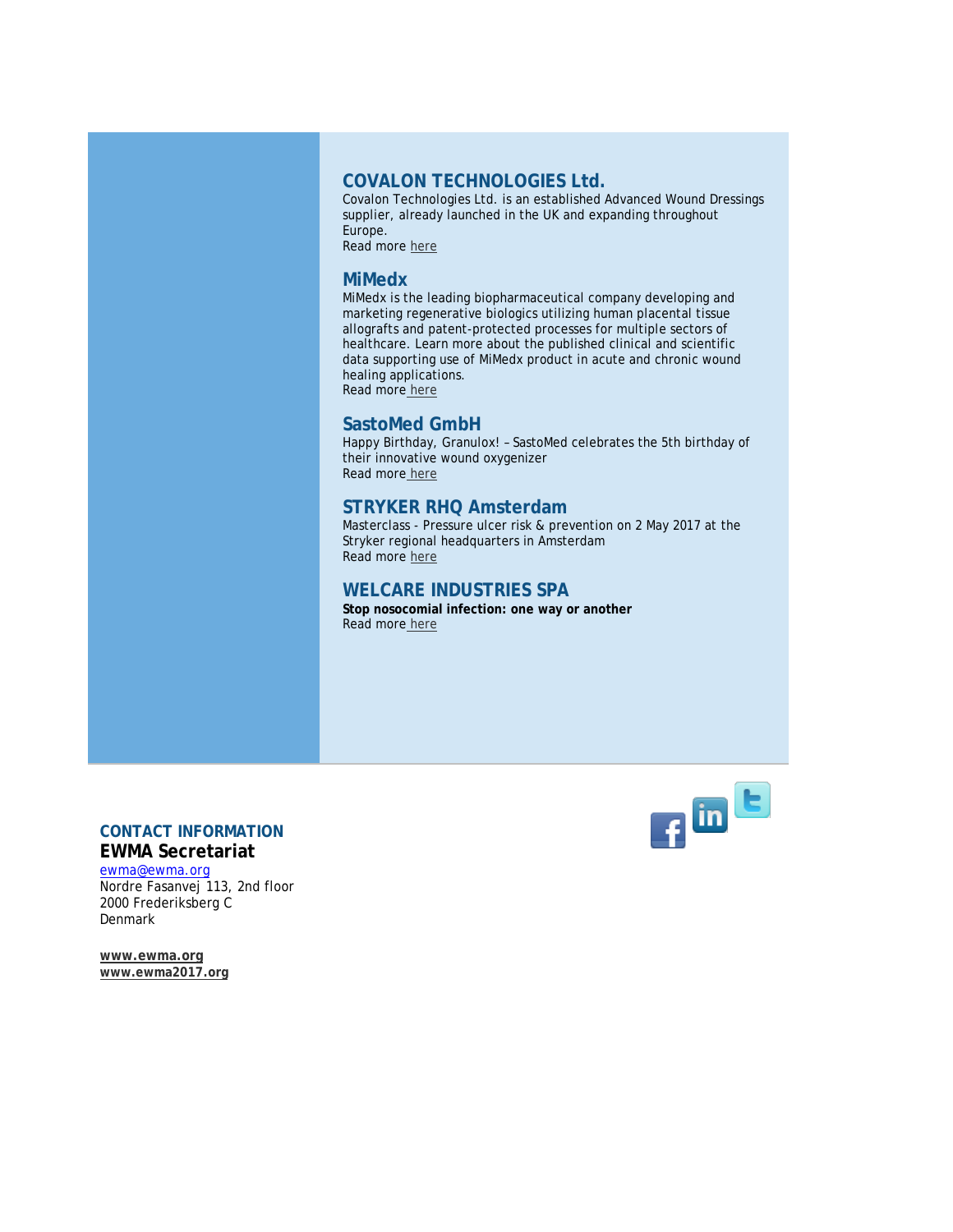## COVALON TECHNOLOGIES Ltd.

Covalon Technologies Ltd. is an established Advanced Wound Dressings supplier, already launched in the UK and expanding throughout Europe.
Read more here

## MiMedx

MiMedx is the leading biopharmaceutical company developing and marketing regenerative biologics utilizing human placental tissue allografts and patent-protected processes for multiple sectors of healthcare. Learn more about the published clinical and scientific data supporting use of MiMedx product in acute and chronic wound healing applications.
Read more here

## SastoMed GmbH

Happy Birthday, Granulox! – SastoMed celebrates the 5th birthday of their innovative wound oxygenizer
Read more here

## STRYKER RHQ Amsterdam

Masterclass - Pressure ulcer risk & prevention on 2 May 2017 at the Stryker regional headquarters in Amsterdam
Read more here

## WELCARE INDUSTRIES SPA

**Stop nosocomial infection: one way or another**
Read more here

### CONTACT INFORMATION

**EWMA Secretariat**
ewma@ewma.org
Nordre Fasanvej 113, 2nd floor
2000 Frederiksberg C
Denmark

**www.ewma.org**
**www.ewma2017.org**